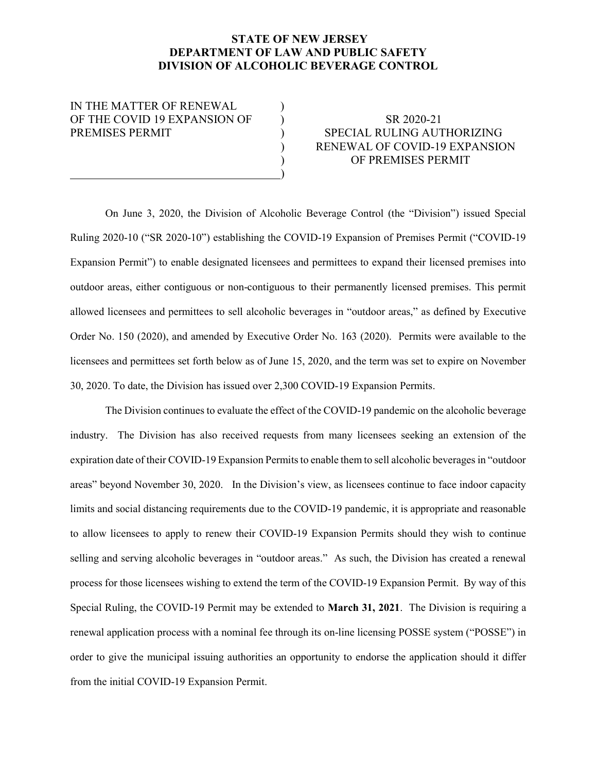**STATE OF NEW JERSEY**
**DEPARTMENT OF LAW AND PUBLIC SAFETY**
**DIVISION OF ALCOHOLIC BEVERAGE CONTROL**

| | |
|---|---|
| IN THE MATTER OF RENEWAL OF THE COVID 19 EXPANSION OF PREMISES PERMIT | SR 2020-21<br>SPECIAL RULING AUTHORIZING RENEWAL OF COVID-19 EXPANSION OF PREMISES PERMIT |

On June 3, 2020, the Division of Alcoholic Beverage Control (the "Division") issued Special Ruling 2020-10 ("SR 2020-10") establishing the COVID-19 Expansion of Premises Permit ("COVID-19 Expansion Permit") to enable designated licensees and permittees to expand their licensed premises into outdoor areas, either contiguous or non-contiguous to their permanently licensed premises. This permit allowed licensees and permittees to sell alcoholic beverages in "outdoor areas," as defined by Executive Order No. 150 (2020), and amended by Executive Order No. 163 (2020). Permits were available to the licensees and permittees set forth below as of June 15, 2020, and the term was set to expire on November 30, 2020. To date, the Division has issued over 2,300 COVID-19 Expansion Permits.

The Division continues to evaluate the effect of the COVID-19 pandemic on the alcoholic beverage industry. The Division has also received requests from many licensees seeking an extension of the expiration date of their COVID-19 Expansion Permits to enable them to sell alcoholic beverages in "outdoor areas" beyond November 30, 2020. In the Division's view, as licensees continue to face indoor capacity limits and social distancing requirements due to the COVID-19 pandemic, it is appropriate and reasonable to allow licensees to apply to renew their COVID-19 Expansion Permits should they wish to continue selling and serving alcoholic beverages in "outdoor areas." As such, the Division has created a renewal process for those licensees wishing to extend the term of the COVID-19 Expansion Permit. By way of this Special Ruling, the COVID-19 Permit may be extended to **March 31, 2021**. The Division is requiring a renewal application process with a nominal fee through its on-line licensing POSSE system ("POSSE") in order to give the municipal issuing authorities an opportunity to endorse the application should it differ from the initial COVID-19 Expansion Permit.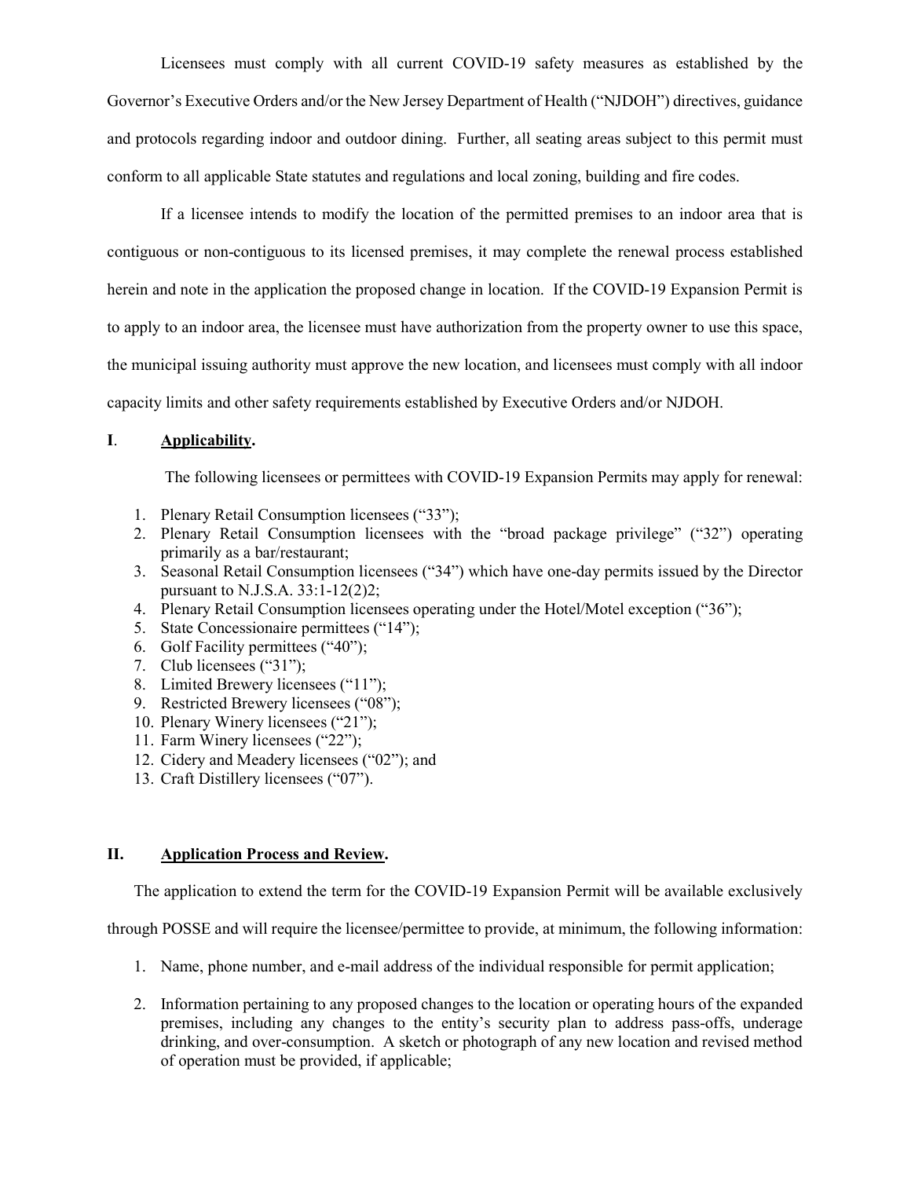Licensees must comply with all current COVID-19 safety measures as established by the Governor's Executive Orders and/or the New Jersey Department of Health ("NJDOH") directives, guidance and protocols regarding indoor and outdoor dining. Further, all seating areas subject to this permit must conform to all applicable State statutes and regulations and local zoning, building and fire codes.

If a licensee intends to modify the location of the permitted premises to an indoor area that is contiguous or non-contiguous to its licensed premises, it may complete the renewal process established herein and note in the application the proposed change in location. If the COVID-19 Expansion Permit is to apply to an indoor area, the licensee must have authorization from the property owner to use this space, the municipal issuing authority must approve the new location, and licensees must comply with all indoor capacity limits and other safety requirements established by Executive Orders and/or NJDOH.

## I. Applicability.

The following licensees or permittees with COVID-19 Expansion Permits may apply for renewal:

1. Plenary Retail Consumption licensees ("33");
2. Plenary Retail Consumption licensees with the "broad package privilege" ("32") operating primarily as a bar/restaurant;
3. Seasonal Retail Consumption licensees ("34") which have one-day permits issued by the Director pursuant to N.J.S.A. 33:1-12(2)2;
4. Plenary Retail Consumption licensees operating under the Hotel/Motel exception ("36");
5. State Concessionaire permittees ("14");
6. Golf Facility permittees ("40");
7. Club licensees ("31");
8. Limited Brewery licensees ("11");
9. Restricted Brewery licensees ("08");
10. Plenary Winery licensees ("21");
11. Farm Winery licensees ("22");
12. Cidery and Meadery licensees ("02"); and
13. Craft Distillery licensees ("07").

## II. Application Process and Review.

The application to extend the term for the COVID-19 Expansion Permit will be available exclusively through POSSE and will require the licensee/permittee to provide, at minimum, the following information:

1. Name, phone number, and e-mail address of the individual responsible for permit application;

2. Information pertaining to any proposed changes to the location or operating hours of the expanded premises, including any changes to the entity's security plan to address pass-offs, underage drinking, and over-consumption. A sketch or photograph of any new location and revised method of operation must be provided, if applicable;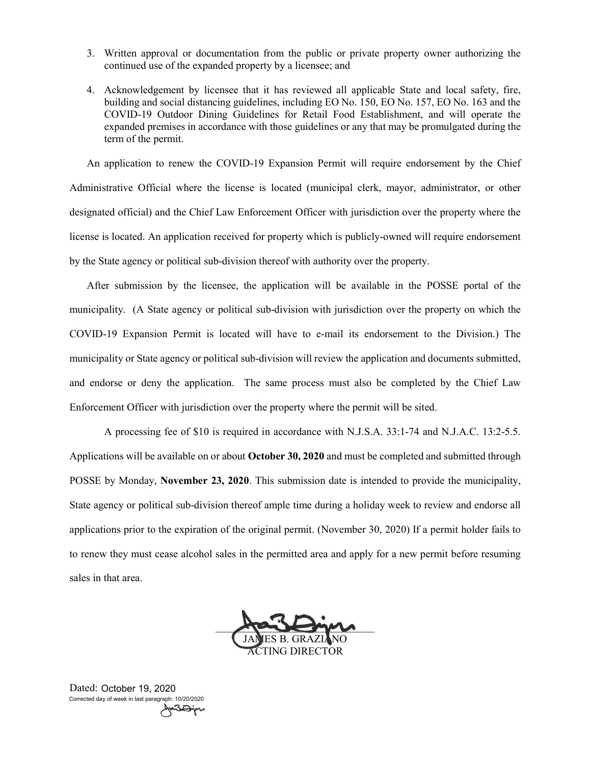3. Written approval or documentation from the public or private property owner authorizing the continued use of the expanded property by a licensee; and

4. Acknowledgement by licensee that it has reviewed all applicable State and local safety, fire, building and social distancing guidelines, including EO No. 150, EO No. 157, EO No. 163 and the COVID-19 Outdoor Dining Guidelines for Retail Food Establishment, and will operate the expanded premises in accordance with those guidelines or any that may be promulgated during the term of the permit.

An application to renew the COVID-19 Expansion Permit will require endorsement by the Chief Administrative Official where the license is located (municipal clerk, mayor, administrator, or other designated official) and the Chief Law Enforcement Officer with jurisdiction over the property where the license is located. An application received for property which is publicly-owned will require endorsement by the State agency or political sub-division thereof with authority over the property.

After submission by the licensee, the application will be available in the POSSE portal of the municipality. (A State agency or political sub-division with jurisdiction over the property on which the COVID-19 Expansion Permit is located will have to e-mail its endorsement to the Division.) The municipality or State agency or political sub-division will review the application and documents submitted, and endorse or deny the application. The same process must also be completed by the Chief Law Enforcement Officer with jurisdiction over the property where the permit will be sited.

A processing fee of $10 is required in accordance with N.J.S.A. 33:1-74 and N.J.A.C. 13:2-5.5. Applications will be available on or about **October 30, 2020** and must be completed and submitted through POSSE by Monday, **November 23, 2020**. This submission date is intended to provide the municipality, State agency or political sub-division thereof ample time during a holiday week to review and endorse all applications prior to the expiration of the original permit. (November 30, 2020) If a permit holder fails to to renew they must cease alcohol sales in the permitted area and apply for a new permit before resuming sales in that area.

JAMES B. GRAZIANO
ACTING DIRECTOR

Dated: October 19, 2020
Corrected day of week in last paragraph: 10/20/2020